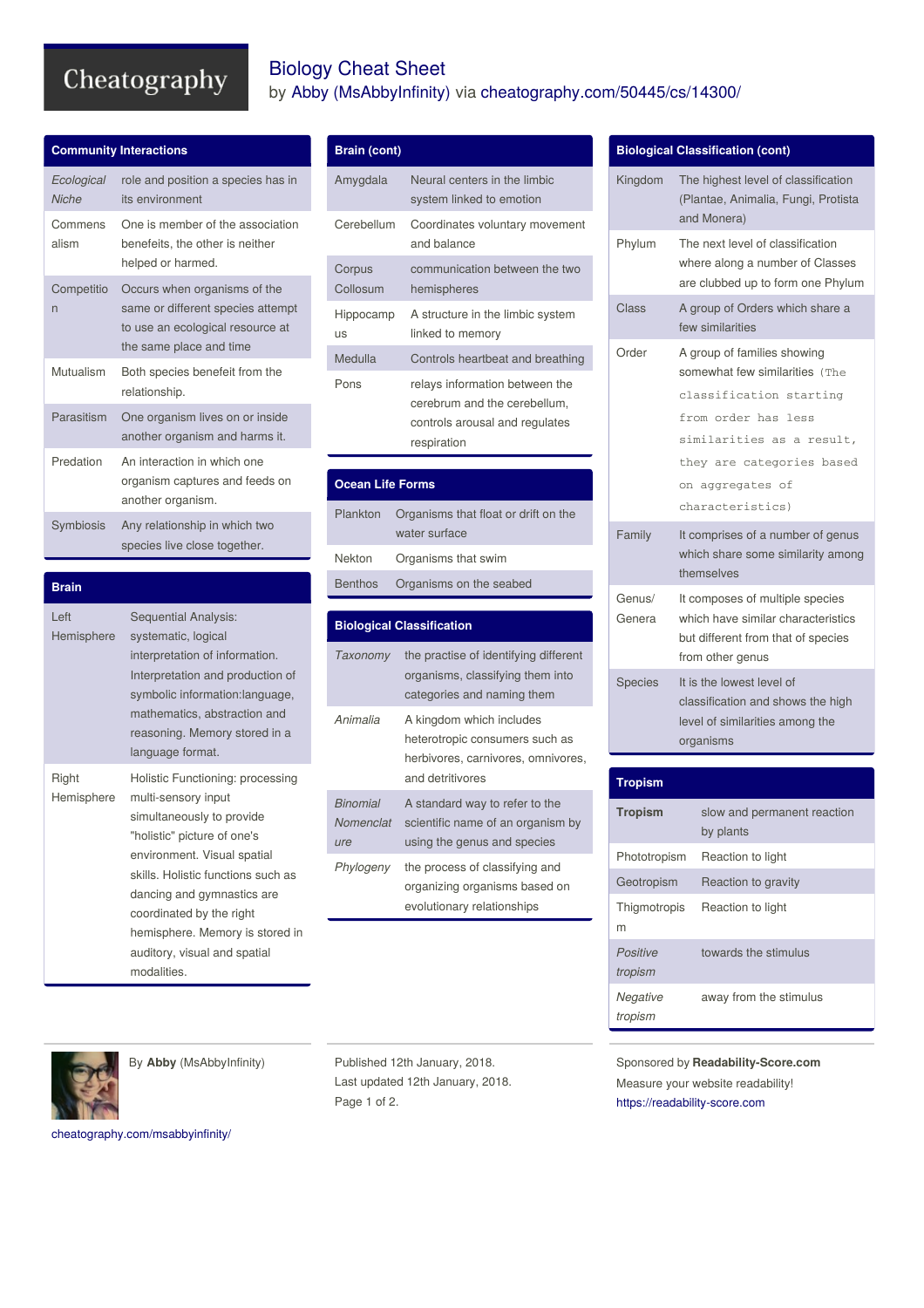# Biology Cheat Sheet

by Abby (MsAbbyInfinity) via cheatography.com/50445/cs/14300/

## Community Interactions

| | |
|---|---|
| *Ecological Niche* | role and position a species has in its environment |
| Commensalism | One is member of the association benefeits, the other is neither helped or harmed. |
| Competition | Occurs when organisms of the same or different species attempt to use an ecological resource at the same place and time |
| Mutualism | Both species benefit from the relationship. |
| Parasitism | One organism lives on or inside another organism and harms it. |
| Predation | An interaction in which one organism captures and feeds on another organism. |
| Symbiosis | Any relationship in which two species live close together. |

## Brain

| | |
|---|---|
| Left Hemisphere | Sequential Analysis: systematic, logical interpretation of information. Interpretation and production of symbolic information:language, mathematics, abstraction and reasoning. Memory stored in a language format. |
| Right Hemisphere | Holistic Functioning: processing multi-sensory input simultaneously to provide "holistic" picture of one's environment. Visual spatial skills. Holistic functions such as dancing and gymnastics are coordinated by the right hemisphere. Memory is stored in auditory, visual and spatial modalities. |

## Brain (cont)

| | |
|---|---|
| Amygdala | Neural centers in the limbic system linked to emotion |
| Cerebellum | Coordinates voluntary movement and balance |
| Corpus Collosum | communication between the two hemispheres |
| Hippocampus | A structure in the limbic system linked to memory |
| Medulla | Controls heartbeat and breathing |
| Pons | relays information between the cerebrum and the cerebellum, controls arousal and regulates respiration |

## Ocean Life Forms

| | |
|---|---|
| Plankton | Organisms that float or drift on the water surface |
| Nekton | Organisms that swim |
| Benthos | Organisms on the seabed |

## Biological Classification

| | |
|---|---|
| *Taxonomy* | the practise of identifying different organisms, classifying them into categories and naming them |
| *Animalia* | A kingdom which includes heterotropic consumers such as herbivores, carnivores, omnivores, and detritivores |
| *Binomial Nomenclature* | A standard way to refer to the scientific name of an organism by using the genus and species |
| *Phylogeny* | the process of classifying and organizing organisms based on evolutionary relationships |

## Biological Classification (cont)

| | |
|---|---|
| Kingdom | The highest level of classification (Plantae, Animalia, Fungi, Protista and Monera) |
| Phylum | The next level of classification where along a number of Classes are clubbed up to form one Phylum |
| Class | A group of Orders which share a few similarities |
| Order | A group of families showing somewhat few similarities `(The classification starting from order has less similarities as a result, they are categories based on aggregates of characteristics)` |
| Family | It comprises of a number of genus which share some similarity among themselves |
| Genus/ Genera | It composes of multiple species which have similar characteristics but different from that of species from other genus |
| Species | It is the lowest level of classification and shows the high level of similarities among the organisms |

## Tropism

| | |
|---|---|
| **Tropism** | slow and permanent reaction by plants |
| Phototropism | Reaction to light |
| Geotropism | Reaction to gravity |
| Thigmotropism | Reaction to light |
| *Positive tropism* | towards the stimulus |
| *Negative tropism* | away from the stimulus |

By **Abby** (MsAbbyInfinity)

cheatography.com/msabbyinfinity/

Published 12th January, 2018.
Last updated 12th January, 2018.

Sponsored by **Readability-Score.com**
Measure your website readability!
https://readability-score.com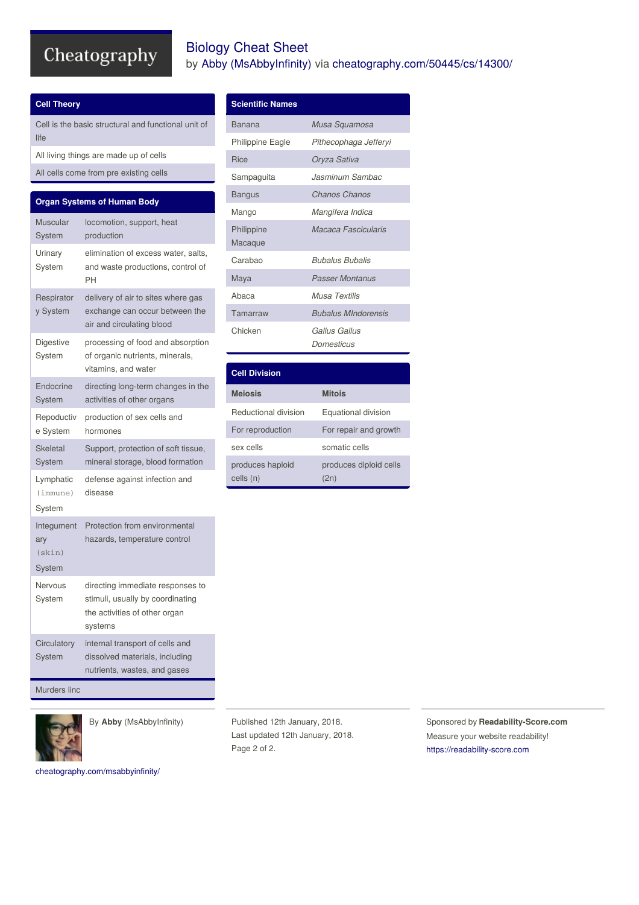## Cell Theory

| |
|---|
| Cell is the basic structural and functional unit of life |
| All living things are made up of cells |
| All cells come from pre existing cells |

## Organ Systems of Human Body

| | |
|---|---|
| Muscular System | locomotion, support, heat production |
| Urinary System | elimination of excess water, salts, and waste productions, control of PH |
| Respiratory System | delivery of air to sites where gas exchange can occur between the air and circulating blood |
| Digestive System | processing of food and absorption of organic nutrients, minerals, vitamins, and water |
| Endocrine System | directing long-term changes in the activities of other organs |
| Repoductive System | production of sex cells and hormones |
| Skeletal System | Support, protection of soft tissue, mineral storage, blood formation |
| Lymphatic (immune) System | defense against infection and disease |
| Integumentary (skin) System | Protection from environmental hazards, temperature control |
| Nervous System | directing immediate responses to stimuli, usually by coordinating the activities of other organ systems |
| Circulatory System | internal transport of cells and dissolved materials, including nutrients, wastes, and gases |

Murders linc

## Scientific Names

| | |
|---|---|
| Banana | *Musa Squamosa* |
| Philippine Eagle | *Pithecophaga Jefferyi* |
| Rice | *Oryza Sativa* |
| Sampaguita | *Jasminum Sambac* |
| Bangus | *Chanos Chanos* |
| Mango | *Mangifera Indica* |
| Philippine Macaque | *Macaca Fascicularis* |
| Carabao | *Bubalus Bubalis* |
| Maya | *Passer Montanus* |
| Abaca | *Musa Textilis* |
| Tamarraw | *Bubalus MIndorensis* |
| Chicken | *Gallus Gallus Domesticus* |

## Cell Division

| **Meiosis** | **Mitois** |
|---|---|
| Reductional division | Equational division |
| For reproduction | For repair and growth |
| sex cells | somatic cells |
| produces haploid cells (n) | produces diploid cells (2n) |

By **Abby** (MsAbbyInfinity)

cheatography.com/msabbyinfinity/

Published 12th January, 2018.
Last updated 12th January, 2018.

Sponsored by **Readability-Score.com**
Measure your website readability!
https://readability-score.com